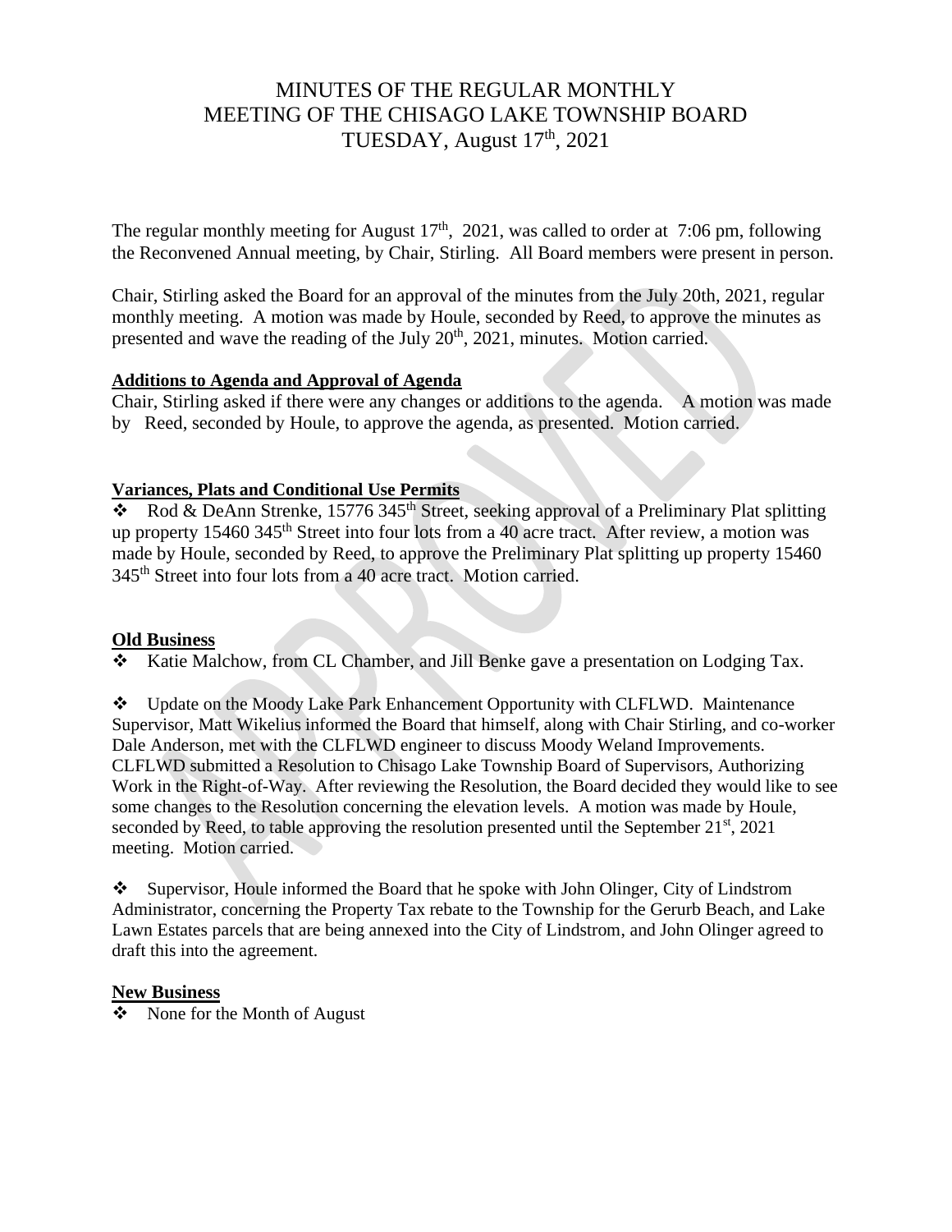# MINUTES OF THE REGULAR MONTHLY MEETING OF THE CHISAGO LAKE TOWNSHIP BOARD TUESDAY, August 17th, 2021

The regular monthly meeting for August 17th, 2021, was called to order at 7:06 pm, following the Reconvened Annual meeting, by Chair, Stirling. All Board members were present in person.

Chair, Stirling asked the Board for an approval of the minutes from the July 20th, 2021, regular monthly meeting. A motion was made by Houle, seconded by Reed, to approve the minutes as presented and wave the reading of the July 20th, 2021, minutes. Motion carried.

**Additions to Agenda and Approval of Agenda**

Chair, Stirling asked if there were any changes or additions to the agenda. A motion was made by Reed, seconded by Houle, to approve the agenda, as presented. Motion carried.

**Variances, Plats and Conditional Use Permits**

- Rod & DeAnn Strenke, 15776 345th Street, seeking approval of a Preliminary Plat splitting up property 15460 345th Street into four lots from a 40 acre tract. After review, a motion was made by Houle, seconded by Reed, to approve the Preliminary Plat splitting up property 15460 345th Street into four lots from a 40 acre tract. Motion carried.

**Old Business**

- Katie Malchow, from CL Chamber, and Jill Benke gave a presentation on Lodging Tax.

- Update on the Moody Lake Park Enhancement Opportunity with CLFLWD. Maintenance Supervisor, Matt Wikelius informed the Board that himself, along with Chair Stirling, and co-worker Dale Anderson, met with the CLFLWD engineer to discuss Moody Weland Improvements. CLFLWD submitted a Resolution to Chisago Lake Township Board of Supervisors, Authorizing Work in the Right-of-Way. After reviewing the Resolution, the Board decided they would like to see some changes to the Resolution concerning the elevation levels. A motion was made by Houle, seconded by Reed, to table approving the resolution presented until the September 21st, 2021 meeting. Motion carried.

- Supervisor, Houle informed the Board that he spoke with John Olinger, City of Lindstrom Administrator, concerning the Property Tax rebate to the Township for the Gerurb Beach, and Lake Lawn Estates parcels that are being annexed into the City of Lindstrom, and John Olinger agreed to draft this into the agreement.

**New Business**

- None for the Month of August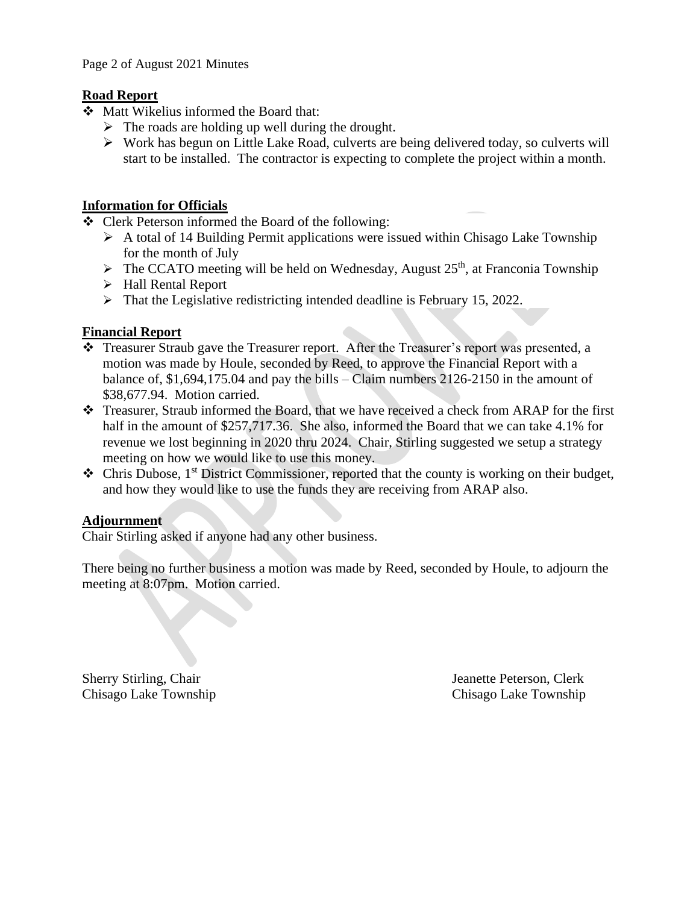**Road Report**

- Matt Wikelius informed the Board that:
  - The roads are holding up well during the drought.
  - Work has begun on Little Lake Road, culverts are being delivered today, so culverts will start to be installed. The contractor is expecting to complete the project within a month.

**Information for Officials**

- Clerk Peterson informed the Board of the following:
  - A total of 14 Building Permit applications were issued within Chisago Lake Township for the month of July
  - The CCATO meeting will be held on Wednesday, August 25th, at Franconia Township
  - Hall Rental Report
  - That the Legislative redistricting intended deadline is February 15, 2022.

**Financial Report**

- Treasurer Straub gave the Treasurer report. After the Treasurer's report was presented, a motion was made by Houle, seconded by Reed, to approve the Financial Report with a balance of, $1,694,175.04 and pay the bills – Claim numbers 2126-2150 in the amount of $38,677.94. Motion carried.
- Treasurer, Straub informed the Board, that we have received a check from ARAP for the first half in the amount of $257,717.36. She also, informed the Board that we can take 4.1% for revenue we lost beginning in 2020 thru 2024. Chair, Stirling suggested we setup a strategy meeting on how we would like to use this money.
- Chris Dubose, 1st District Commissioner, reported that the county is working on their budget, and how they would like to use the funds they are receiving from ARAP also.

**Adjournment**

Chair Stirling asked if anyone had any other business.

There being no further business a motion was made by Reed, seconded by Houle, to adjourn the meeting at 8:07pm. Motion carried.

Sherry Stirling, Chair
Chisago Lake Township

Jeanette Peterson, Clerk
Chisago Lake Township